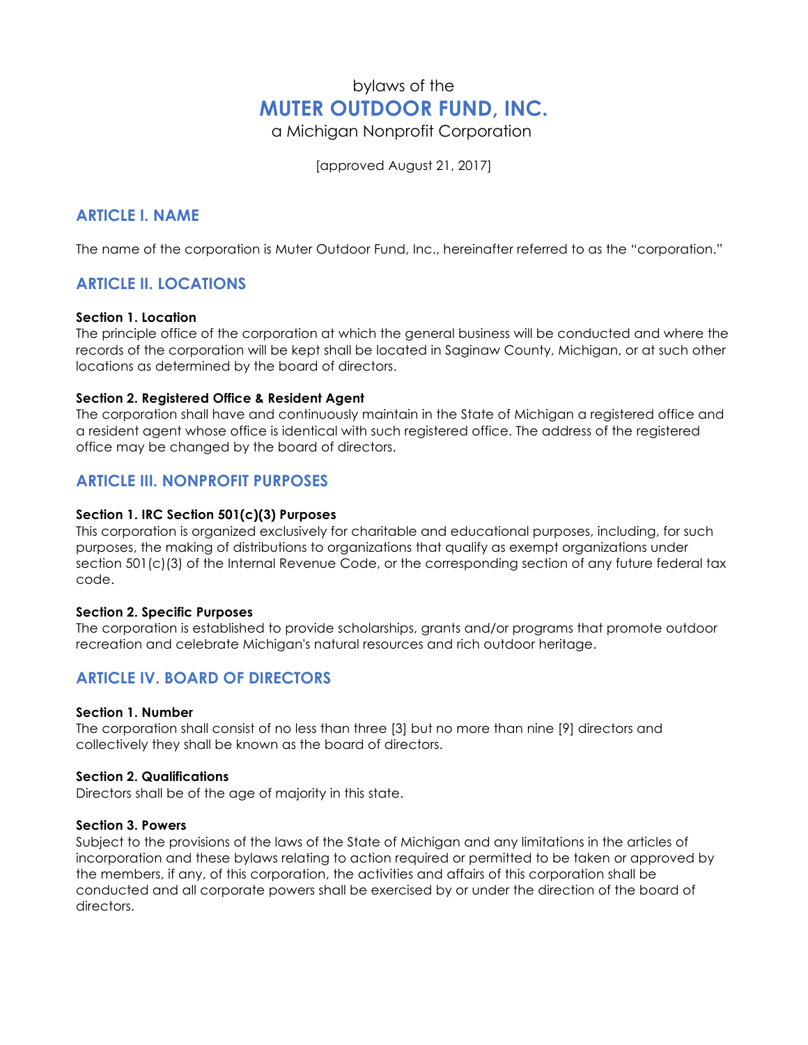bylaws of the

# MUTER OUTDOOR FUND, INC.

a Michigan Nonprofit Corporation

[approved August 21, 2017]

## ARTICLE I. NAME

The name of the corporation is Muter Outdoor Fund, Inc., hereinafter referred to as the "corporation."

## ARTICLE II. LOCATIONS

**Section 1. Location**
The principle office of the corporation at which the general business will be conducted and where the records of the corporation will be kept shall be located in Saginaw County, Michigan, or at such other locations as determined by the board of directors.

**Section 2. Registered Office & Resident Agent**
The corporation shall have and continuously maintain in the State of Michigan a registered office and a resident agent whose office is identical with such registered office. The address of the registered office may be changed by the board of directors.

## ARTICLE III. NONPROFIT PURPOSES

**Section 1. IRC Section 501(c)(3) Purposes**
This corporation is organized exclusively for charitable and educational purposes, including, for such purposes, the making of distributions to organizations that qualify as exempt organizations under section 501(c)(3) of the Internal Revenue Code, or the corresponding section of any future federal tax code.

**Section 2. Specific Purposes**
The corporation is established to provide scholarships, grants and/or programs that promote outdoor recreation and celebrate Michigan's natural resources and rich outdoor heritage.

## ARTICLE IV. BOARD OF DIRECTORS

**Section 1. Number**
The corporation shall consist of no less than three [3] but no more than nine [9] directors and collectively they shall be known as the board of directors.

**Section 2. Qualifications**
Directors shall be of the age of majority in this state.

**Section 3. Powers**
Subject to the provisions of the laws of the State of Michigan and any limitations in the articles of incorporation and these bylaws relating to action required or permitted to be taken or approved by the members, if any, of this corporation, the activities and affairs of this corporation shall be conducted and all corporate powers shall be exercised by or under the direction of the board of directors.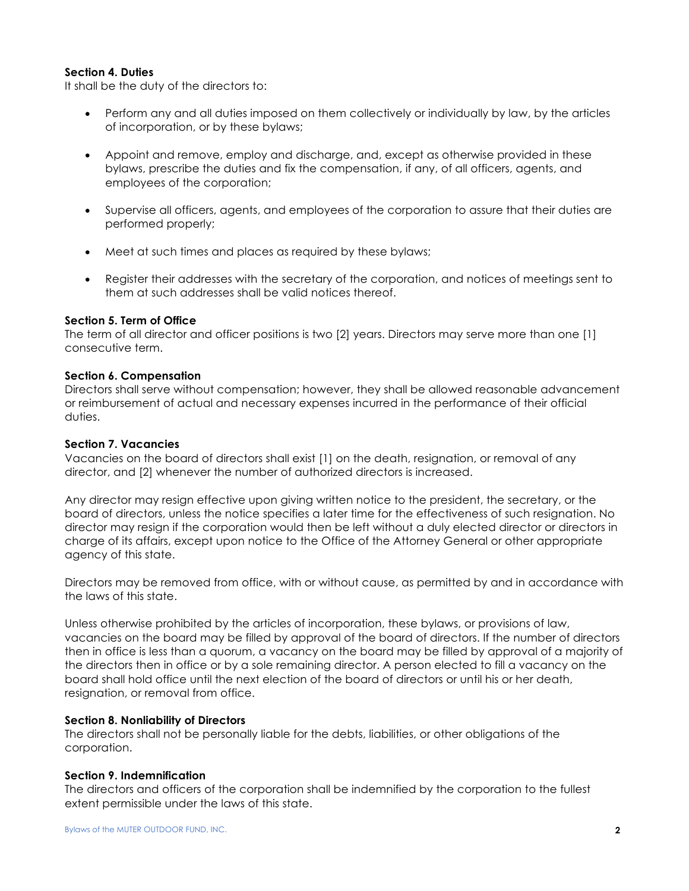**Section 4. Duties**
It shall be the duty of the directors to:

- Perform any and all duties imposed on them collectively or individually by law, by the articles of incorporation, or by these bylaws;
- Appoint and remove, employ and discharge, and, except as otherwise provided in these bylaws, prescribe the duties and fix the compensation, if any, of all officers, agents, and employees of the corporation;
- Supervise all officers, agents, and employees of the corporation to assure that their duties are performed properly;
- Meet at such times and places as required by these bylaws;
- Register their addresses with the secretary of the corporation, and notices of meetings sent to them at such addresses shall be valid notices thereof.

**Section 5. Term of Office**
The term of all director and officer positions is two [2] years. Directors may serve more than one [1] consecutive term.

**Section 6. Compensation**
Directors shall serve without compensation; however, they shall be allowed reasonable advancement or reimbursement of actual and necessary expenses incurred in the performance of their official duties.

**Section 7. Vacancies**
Vacancies on the board of directors shall exist [1] on the death, resignation, or removal of any director, and [2] whenever the number of authorized directors is increased.

Any director may resign effective upon giving written notice to the president, the secretary, or the board of directors, unless the notice specifies a later time for the effectiveness of such resignation. No director may resign if the corporation would then be left without a duly elected director or directors in charge of its affairs, except upon notice to the Office of the Attorney General or other appropriate agency of this state.

Directors may be removed from office, with or without cause, as permitted by and in accordance with the laws of this state.

Unless otherwise prohibited by the articles of incorporation, these bylaws, or provisions of law, vacancies on the board may be filled by approval of the board of directors. If the number of directors then in office is less than a quorum, a vacancy on the board may be filled by approval of a majority of the directors then in office or by a sole remaining director. A person elected to fill a vacancy on the board shall hold office until the next election of the board of directors or until his or her death, resignation, or removal from office.

**Section 8. Nonliability of Directors**
The directors shall not be personally liable for the debts, liabilities, or other obligations of the corporation.

**Section 9. Indemnification**
The directors and officers of the corporation shall be indemnified by the corporation to the fullest extent permissible under the laws of this state.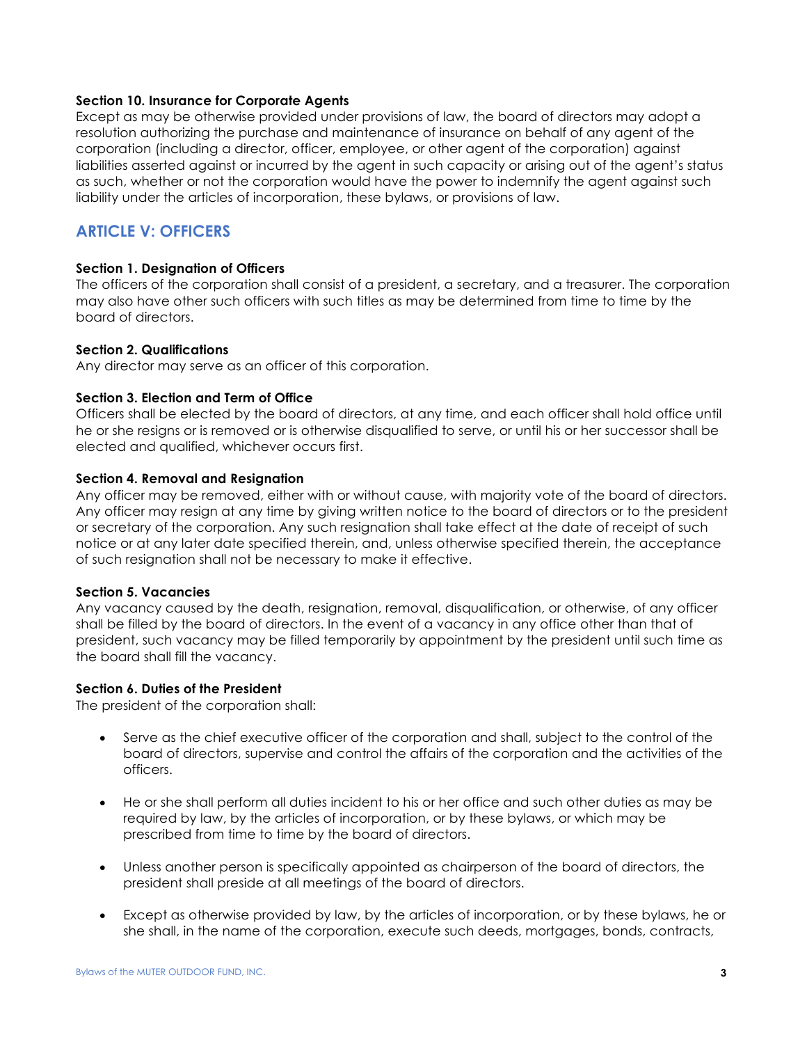**Section 10. Insurance for Corporate Agents**

Except as may be otherwise provided under provisions of law, the board of directors may adopt a resolution authorizing the purchase and maintenance of insurance on behalf of any agent of the corporation (including a director, officer, employee, or other agent of the corporation) against liabilities asserted against or incurred by the agent in such capacity or arising out of the agent's status as such, whether or not the corporation would have the power to indemnify the agent against such liability under the articles of incorporation, these bylaws, or provisions of law.

## ARTICLE V: OFFICERS

**Section 1. Designation of Officers**

The officers of the corporation shall consist of a president, a secretary, and a treasurer. The corporation may also have other such officers with such titles as may be determined from time to time by the board of directors.

**Section 2. Qualifications**

Any director may serve as an officer of this corporation.

**Section 3. Election and Term of Office**

Officers shall be elected by the board of directors, at any time, and each officer shall hold office until he or she resigns or is removed or is otherwise disqualified to serve, or until his or her successor shall be elected and qualified, whichever occurs first.

**Section 4. Removal and Resignation**

Any officer may be removed, either with or without cause, with majority vote of the board of directors. Any officer may resign at any time by giving written notice to the board of directors or to the president or secretary of the corporation. Any such resignation shall take effect at the date of receipt of such notice or at any later date specified therein, and, unless otherwise specified therein, the acceptance of such resignation shall not be necessary to make it effective.

**Section 5. Vacancies**

Any vacancy caused by the death, resignation, removal, disqualification, or otherwise, of any officer shall be filled by the board of directors. In the event of a vacancy in any office other than that of president, such vacancy may be filled temporarily by appointment by the president until such time as the board shall fill the vacancy.

**Section 6. Duties of the President**

The president of the corporation shall:

- Serve as the chief executive officer of the corporation and shall, subject to the control of the board of directors, supervise and control the affairs of the corporation and the activities of the officers.
- He or she shall perform all duties incident to his or her office and such other duties as may be required by law, by the articles of incorporation, or by these bylaws, or which may be prescribed from time to time by the board of directors.
- Unless another person is specifically appointed as chairperson of the board of directors, the president shall preside at all meetings of the board of directors.
- Except as otherwise provided by law, by the articles of incorporation, or by these bylaws, he or she shall, in the name of the corporation, execute such deeds, mortgages, bonds, contracts,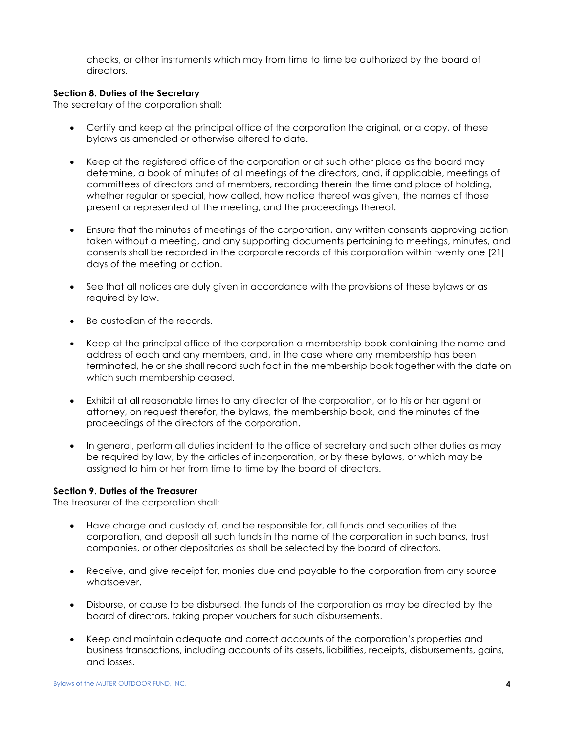checks, or other instruments which may from time to time be authorized by the board of directors.

**Section 8. Duties of the Secretary**
The secretary of the corporation shall:

- Certify and keep at the principal office of the corporation the original, or a copy, of these bylaws as amended or otherwise altered to date.

- Keep at the registered office of the corporation or at such other place as the board may determine, a book of minutes of all meetings of the directors, and, if applicable, meetings of committees of directors and of members, recording therein the time and place of holding, whether regular or special, how called, how notice thereof was given, the names of those present or represented at the meeting, and the proceedings thereof.

- Ensure that the minutes of meetings of the corporation, any written consents approving action taken without a meeting, and any supporting documents pertaining to meetings, minutes, and consents shall be recorded in the corporate records of this corporation within twenty one [21] days of the meeting or action.

- See that all notices are duly given in accordance with the provisions of these bylaws or as required by law.

- Be custodian of the records.

- Keep at the principal office of the corporation a membership book containing the name and address of each and any members, and, in the case where any membership has been terminated, he or she shall record such fact in the membership book together with the date on which such membership ceased.

- Exhibit at all reasonable times to any director of the corporation, or to his or her agent or attorney, on request therefor, the bylaws, the membership book, and the minutes of the proceedings of the directors of the corporation.

- In general, perform all duties incident to the office of secretary and such other duties as may be required by law, by the articles of incorporation, or by these bylaws, or which may be assigned to him or her from time to time by the board of directors.

**Section 9. Duties of the Treasurer**
The treasurer of the corporation shall:

- Have charge and custody of, and be responsible for, all funds and securities of the corporation, and deposit all such funds in the name of the corporation in such banks, trust companies, or other depositories as shall be selected by the board of directors.

- Receive, and give receipt for, monies due and payable to the corporation from any source whatsoever.

- Disburse, or cause to be disbursed, the funds of the corporation as may be directed by the board of directors, taking proper vouchers for such disbursements.

- Keep and maintain adequate and correct accounts of the corporation's properties and business transactions, including accounts of its assets, liabilities, receipts, disbursements, gains, and losses.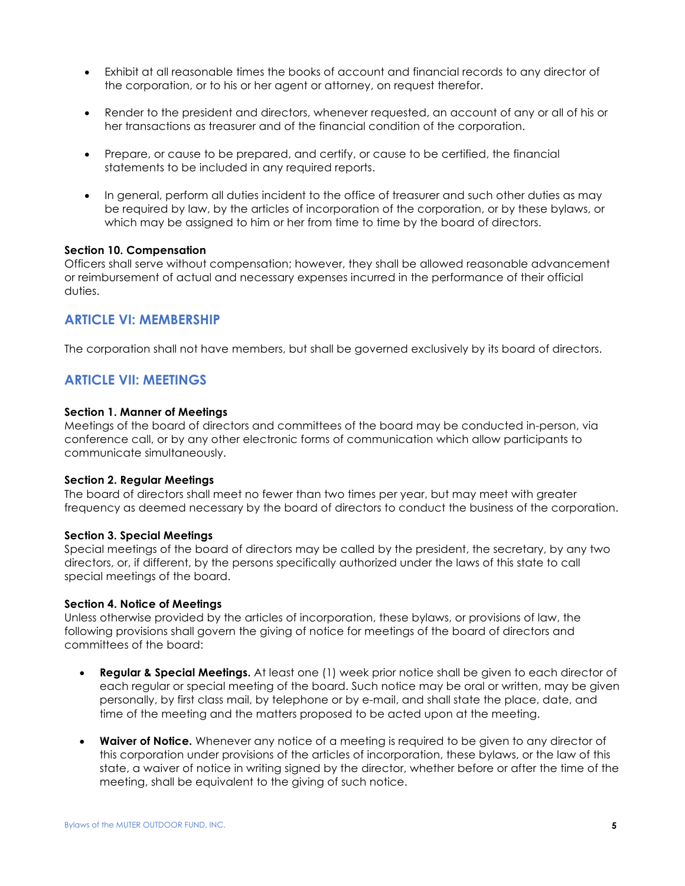- Exhibit at all reasonable times the books of account and financial records to any director of the corporation, or to his or her agent or attorney, on request therefor.

- Render to the president and directors, whenever requested, an account of any or all of his or her transactions as treasurer and of the financial condition of the corporation.

- Prepare, or cause to be prepared, and certify, or cause to be certified, the financial statements to be included in any required reports.

- In general, perform all duties incident to the office of treasurer and such other duties as may be required by law, by the articles of incorporation of the corporation, or by these bylaws, or which may be assigned to him or her from time to time by the board of directors.

**Section 10. Compensation**
Officers shall serve without compensation; however, they shall be allowed reasonable advancement or reimbursement of actual and necessary expenses incurred in the performance of their official duties.

## ARTICLE VI: MEMBERSHIP

The corporation shall not have members, but shall be governed exclusively by its board of directors.

## ARTICLE VII: MEETINGS

**Section 1. Manner of Meetings**
Meetings of the board of directors and committees of the board may be conducted in-person, via conference call, or by any other electronic forms of communication which allow participants to communicate simultaneously.

**Section 2. Regular Meetings**
The board of directors shall meet no fewer than two times per year, but may meet with greater frequency as deemed necessary by the board of directors to conduct the business of the corporation.

**Section 3. Special Meetings**
Special meetings of the board of directors may be called by the president, the secretary, by any two directors, or, if different, by the persons specifically authorized under the laws of this state to call special meetings of the board.

**Section 4. Notice of Meetings**
Unless otherwise provided by the articles of incorporation, these bylaws, or provisions of law, the following provisions shall govern the giving of notice for meetings of the board of directors and committees of the board:

- **Regular & Special Meetings.** At least one (1) week prior notice shall be given to each director of each regular or special meeting of the board. Such notice may be oral or written, may be given personally, by first class mail, by telephone or by e-mail, and shall state the place, date, and time of the meeting and the matters proposed to be acted upon at the meeting.

- **Waiver of Notice.** Whenever any notice of a meeting is required to be given to any director of this corporation under provisions of the articles of incorporation, these bylaws, or the law of this state, a waiver of notice in writing signed by the director, whether before or after the time of the meeting, shall be equivalent to the giving of such notice.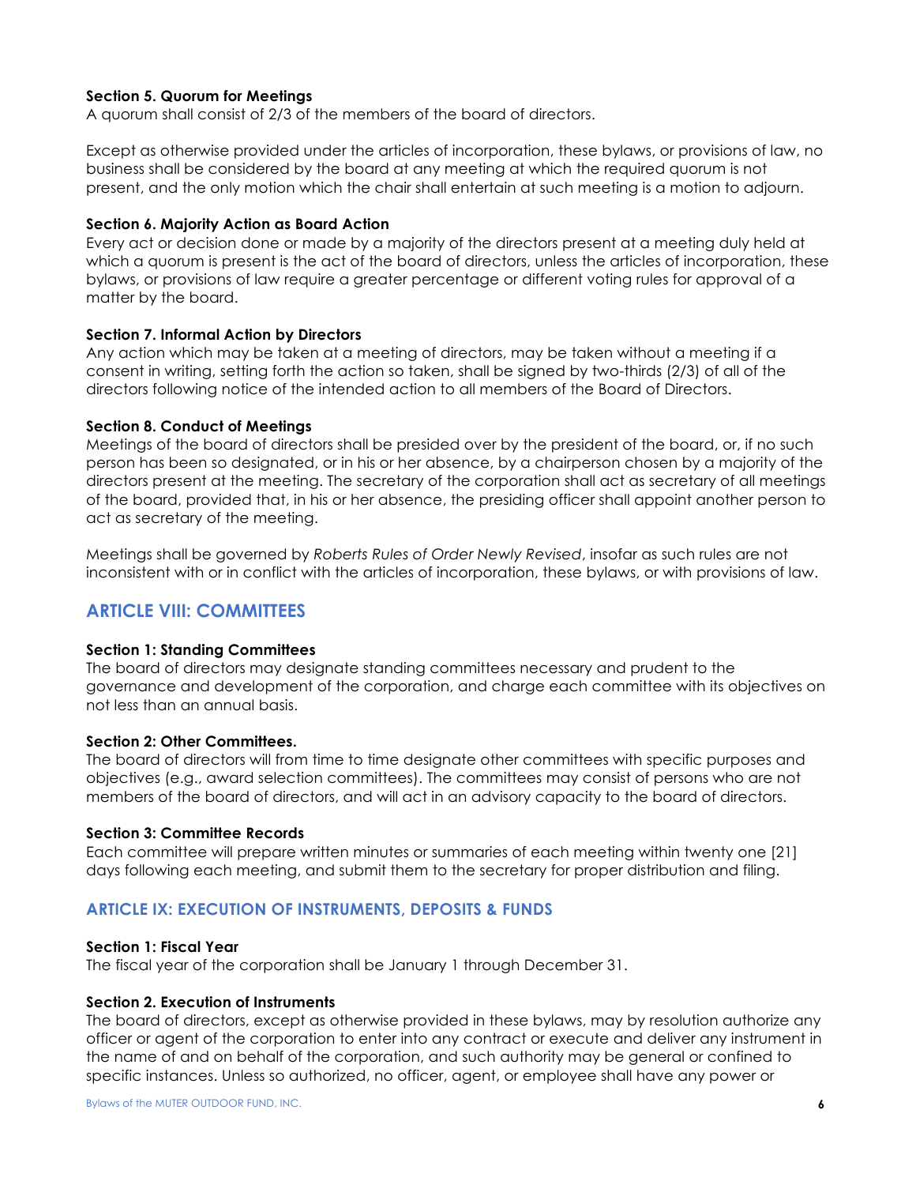**Section 5. Quorum for Meetings**
A quorum shall consist of 2/3 of the members of the board of directors.

Except as otherwise provided under the articles of incorporation, these bylaws, or provisions of law, no business shall be considered by the board at any meeting at which the required quorum is not present, and the only motion which the chair shall entertain at such meeting is a motion to adjourn.

**Section 6. Majority Action as Board Action**
Every act or decision done or made by a majority of the directors present at a meeting duly held at which a quorum is present is the act of the board of directors, unless the articles of incorporation, these bylaws, or provisions of law require a greater percentage or different voting rules for approval of a matter by the board.

**Section 7. Informal Action by Directors**
Any action which may be taken at a meeting of directors, may be taken without a meeting if a consent in writing, setting forth the action so taken, shall be signed by two-thirds (2/3) of all of the directors following notice of the intended action to all members of the Board of Directors.

**Section 8. Conduct of Meetings**
Meetings of the board of directors shall be presided over by the president of the board, or, if no such person has been so designated, or in his or her absence, by a chairperson chosen by a majority of the directors present at the meeting. The secretary of the corporation shall act as secretary of all meetings of the board, provided that, in his or her absence, the presiding officer shall appoint another person to act as secretary of the meeting.

Meetings shall be governed by *Roberts Rules of Order Newly Revised*, insofar as such rules are not inconsistent with or in conflict with the articles of incorporation, these bylaws, or with provisions of law.

## ARTICLE VIII: COMMITTEES

**Section 1: Standing Committees**
The board of directors may designate standing committees necessary and prudent to the governance and development of the corporation, and charge each committee with its objectives on not less than an annual basis.

**Section 2: Other Committees.**
The board of directors will from time to time designate other committees with specific purposes and objectives (e.g., award selection committees). The committees may consist of persons who are not members of the board of directors, and will act in an advisory capacity to the board of directors.

**Section 3: Committee Records**
Each committee will prepare written minutes or summaries of each meeting within twenty one [21] days following each meeting, and submit them to the secretary for proper distribution and filing.

## ARTICLE IX: EXECUTION OF INSTRUMENTS, DEPOSITS & FUNDS

**Section 1: Fiscal Year**
The fiscal year of the corporation shall be January 1 through December 31.

**Section 2. Execution of Instruments**
The board of directors, except as otherwise provided in these bylaws, may by resolution authorize any officer or agent of the corporation to enter into any contract or execute and deliver any instrument in the name of and on behalf of the corporation, and such authority may be general or confined to specific instances. Unless so authorized, no officer, agent, or employee shall have any power or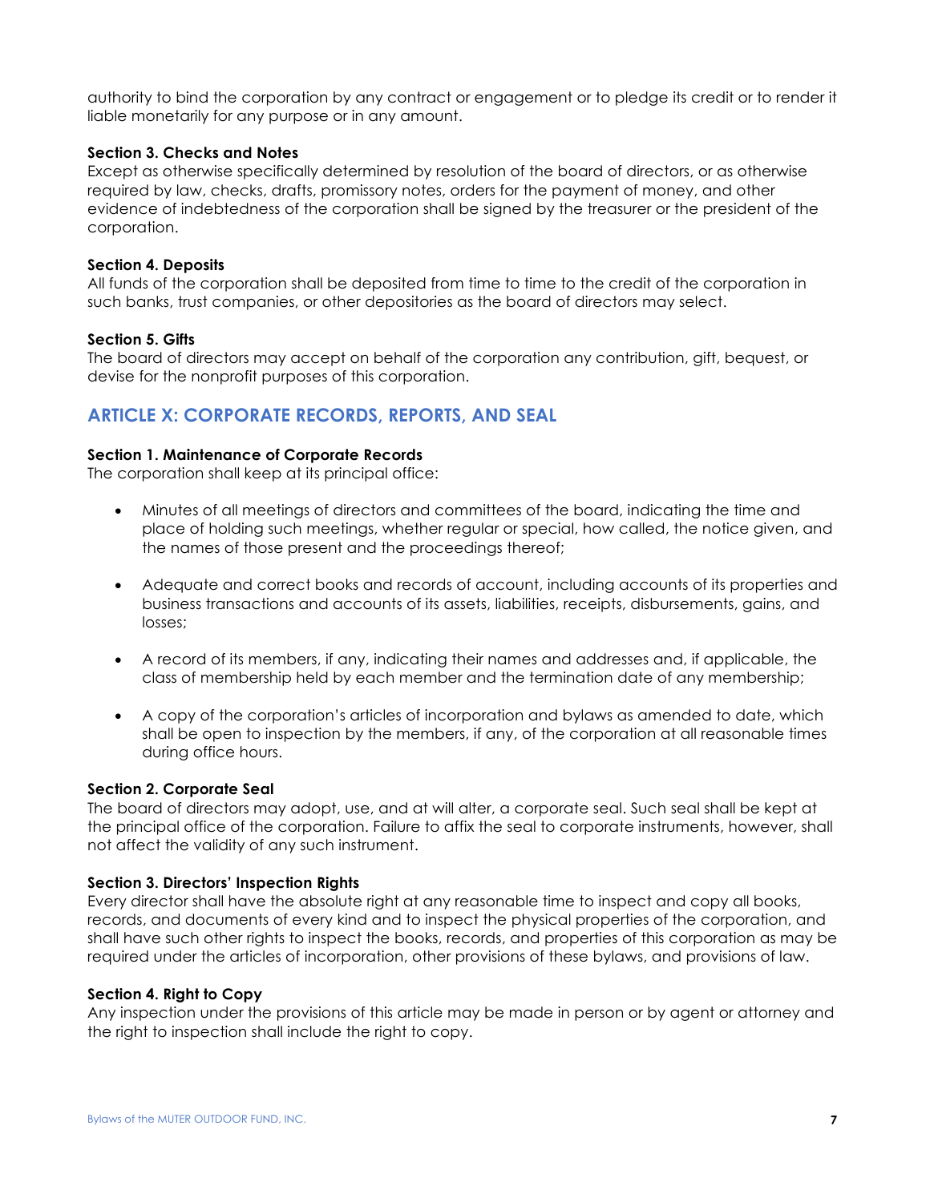authority to bind the corporation by any contract or engagement or to pledge its credit or to render it liable monetarily for any purpose or in any amount.

**Section 3. Checks and Notes**
Except as otherwise specifically determined by resolution of the board of directors, or as otherwise required by law, checks, drafts, promissory notes, orders for the payment of money, and other evidence of indebtedness of the corporation shall be signed by the treasurer or the president of the corporation.

**Section 4. Deposits**
All funds of the corporation shall be deposited from time to time to the credit of the corporation in such banks, trust companies, or other depositories as the board of directors may select.

**Section 5. Gifts**
The board of directors may accept on behalf of the corporation any contribution, gift, bequest, or devise for the nonprofit purposes of this corporation.

## ARTICLE X: CORPORATE RECORDS, REPORTS, AND SEAL

**Section 1. Maintenance of Corporate Records**
The corporation shall keep at its principal office:

- Minutes of all meetings of directors and committees of the board, indicating the time and place of holding such meetings, whether regular or special, how called, the notice given, and the names of those present and the proceedings thereof;
- Adequate and correct books and records of account, including accounts of its properties and business transactions and accounts of its assets, liabilities, receipts, disbursements, gains, and losses;
- A record of its members, if any, indicating their names and addresses and, if applicable, the class of membership held by each member and the termination date of any membership;
- A copy of the corporation's articles of incorporation and bylaws as amended to date, which shall be open to inspection by the members, if any, of the corporation at all reasonable times during office hours.

**Section 2. Corporate Seal**
The board of directors may adopt, use, and at will alter, a corporate seal. Such seal shall be kept at the principal office of the corporation. Failure to affix the seal to corporate instruments, however, shall not affect the validity of any such instrument.

**Section 3. Directors' Inspection Rights**
Every director shall have the absolute right at any reasonable time to inspect and copy all books, records, and documents of every kind and to inspect the physical properties of the corporation, and shall have such other rights to inspect the books, records, and properties of this corporation as may be required under the articles of incorporation, other provisions of these bylaws, and provisions of law.

**Section 4. Right to Copy**
Any inspection under the provisions of this article may be made in person or by agent or attorney and the right to inspection shall include the right to copy.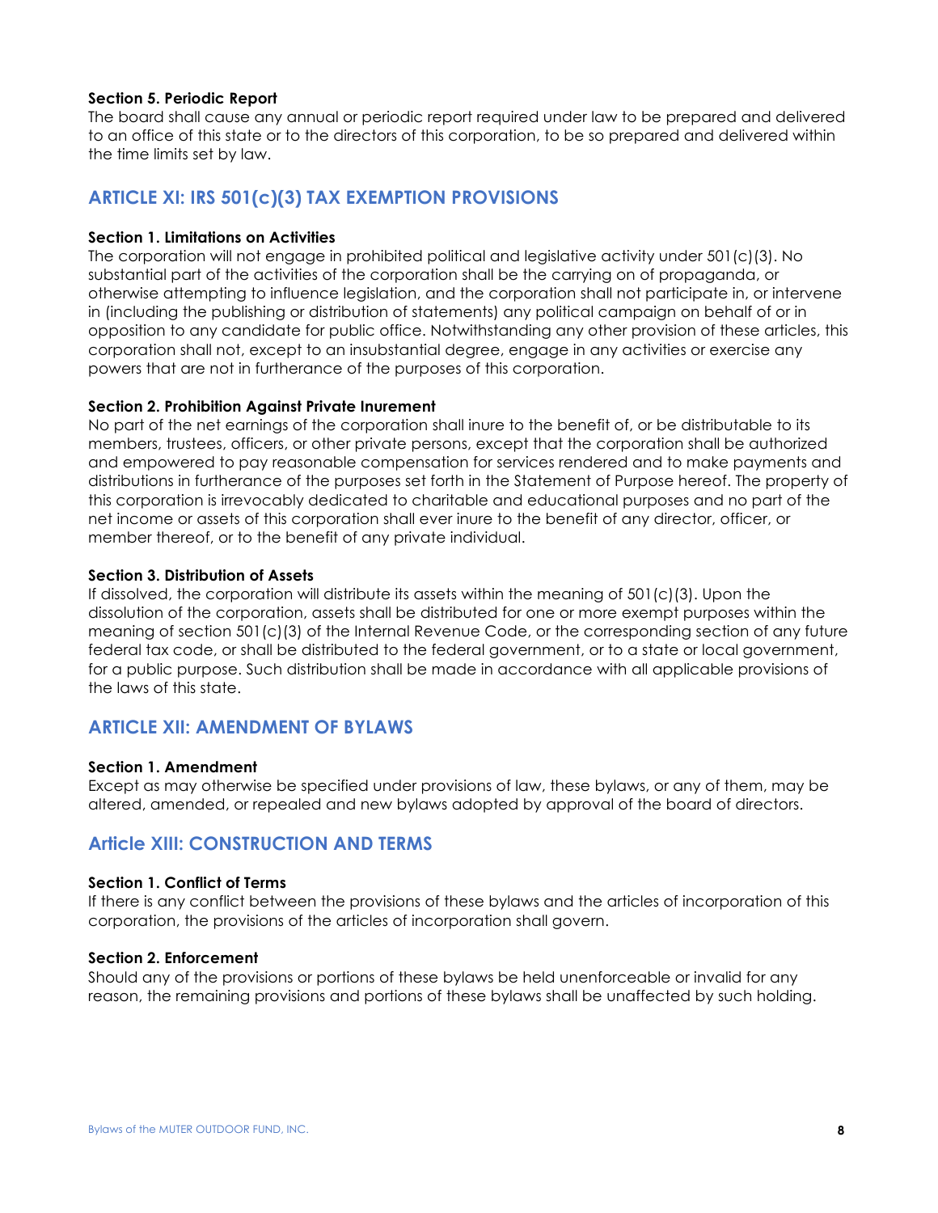**Section 5. Periodic Report**
The board shall cause any annual or periodic report required under law to be prepared and delivered to an office of this state or to the directors of this corporation, to be so prepared and delivered within the time limits set by law.

## ARTICLE XI: IRS 501(c)(3) TAX EXEMPTION PROVISIONS

**Section 1. Limitations on Activities**
The corporation will not engage in prohibited political and legislative activity under 501(c)(3). No substantial part of the activities of the corporation shall be the carrying on of propaganda, or otherwise attempting to influence legislation, and the corporation shall not participate in, or intervene in (including the publishing or distribution of statements) any political campaign on behalf of or in opposition to any candidate for public office. Notwithstanding any other provision of these articles, this corporation shall not, except to an insubstantial degree, engage in any activities or exercise any powers that are not in furtherance of the purposes of this corporation.

**Section 2. Prohibition Against Private Inurement**
No part of the net earnings of the corporation shall inure to the benefit of, or be distributable to its members, trustees, officers, or other private persons, except that the corporation shall be authorized and empowered to pay reasonable compensation for services rendered and to make payments and distributions in furtherance of the purposes set forth in the Statement of Purpose hereof. The property of this corporation is irrevocably dedicated to charitable and educational purposes and no part of the net income or assets of this corporation shall ever inure to the benefit of any director, officer, or member thereof, or to the benefit of any private individual.

**Section 3. Distribution of Assets**
If dissolved, the corporation will distribute its assets within the meaning of 501(c)(3). Upon the dissolution of the corporation, assets shall be distributed for one or more exempt purposes within the meaning of section 501(c)(3) of the Internal Revenue Code, or the corresponding section of any future federal tax code, or shall be distributed to the federal government, or to a state or local government, for a public purpose. Such distribution shall be made in accordance with all applicable provisions of the laws of this state.

## ARTICLE XII: AMENDMENT OF BYLAWS

**Section 1. Amendment**
Except as may otherwise be specified under provisions of law, these bylaws, or any of them, may be altered, amended, or repealed and new bylaws adopted by approval of the board of directors.

## Article XIII: CONSTRUCTION AND TERMS

**Section 1. Conflict of Terms**
If there is any conflict between the provisions of these bylaws and the articles of incorporation of this corporation, the provisions of the articles of incorporation shall govern.

**Section 2. Enforcement**
Should any of the provisions or portions of these bylaws be held unenforceable or invalid for any reason, the remaining provisions and portions of these bylaws shall be unaffected by such holding.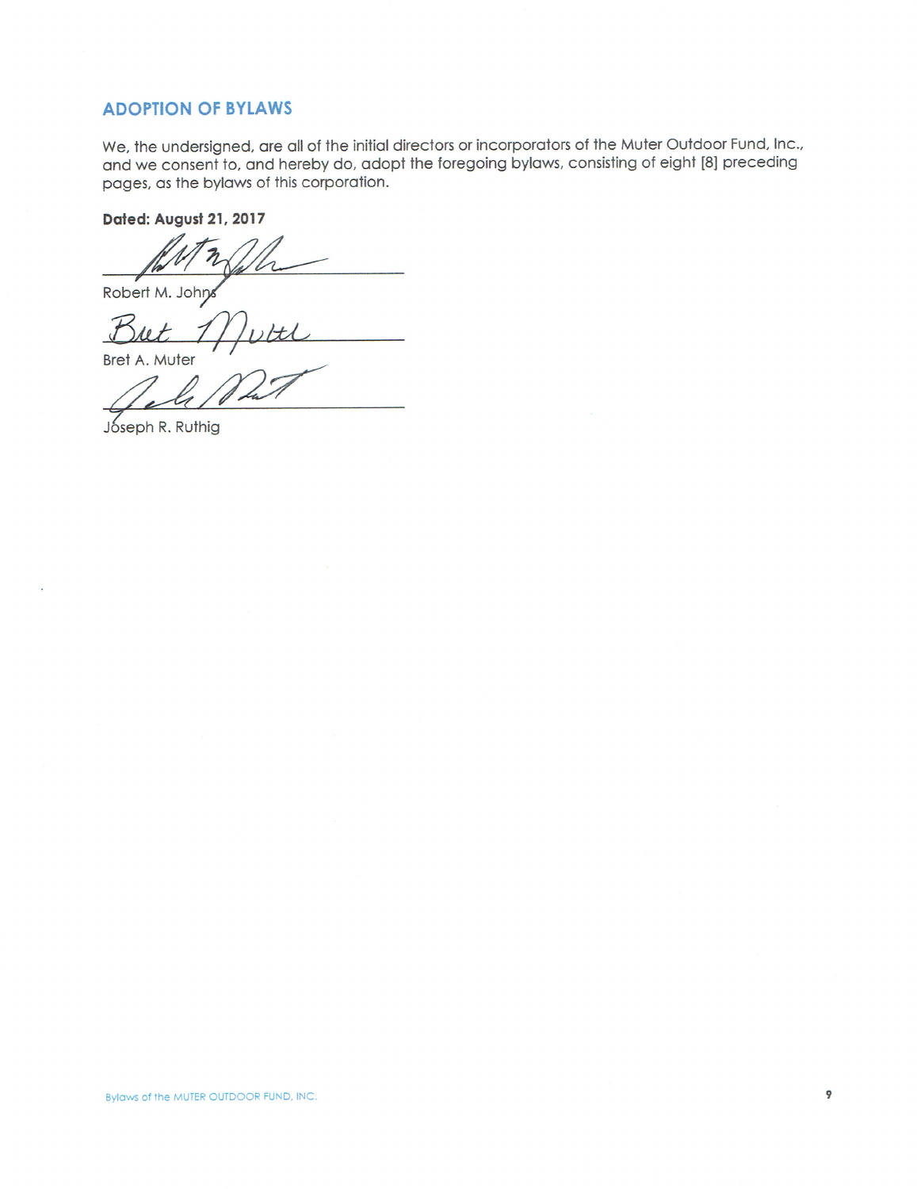## ADOPTION OF BYLAWS

We, the undersigned, are all of the initial directors or incorporators of the Muter Outdoor Fund, Inc., and we consent to, and hereby do, adopt the foregoing bylaws, consisting of eight [8] preceding pages, as the bylaws of this corporation.

**Dated: August 21, 2017**

\_\_\_\_\_\_\_\_\_\_\_\_\_\_\_\_\_\_\_\_\_\_\_\_\_\_\_\_\_\_

Robert M. Johns

\_\_\_\_\_\_\_\_\_\_\_\_\_\_\_\_\_\_\_\_\_\_\_\_\_\_\_\_\_\_

Bret A. Muter

\_\_\_\_\_\_\_\_\_\_\_\_\_\_\_\_\_\_\_\_\_\_\_\_\_\_\_\_\_\_

Joseph R. Ruthig